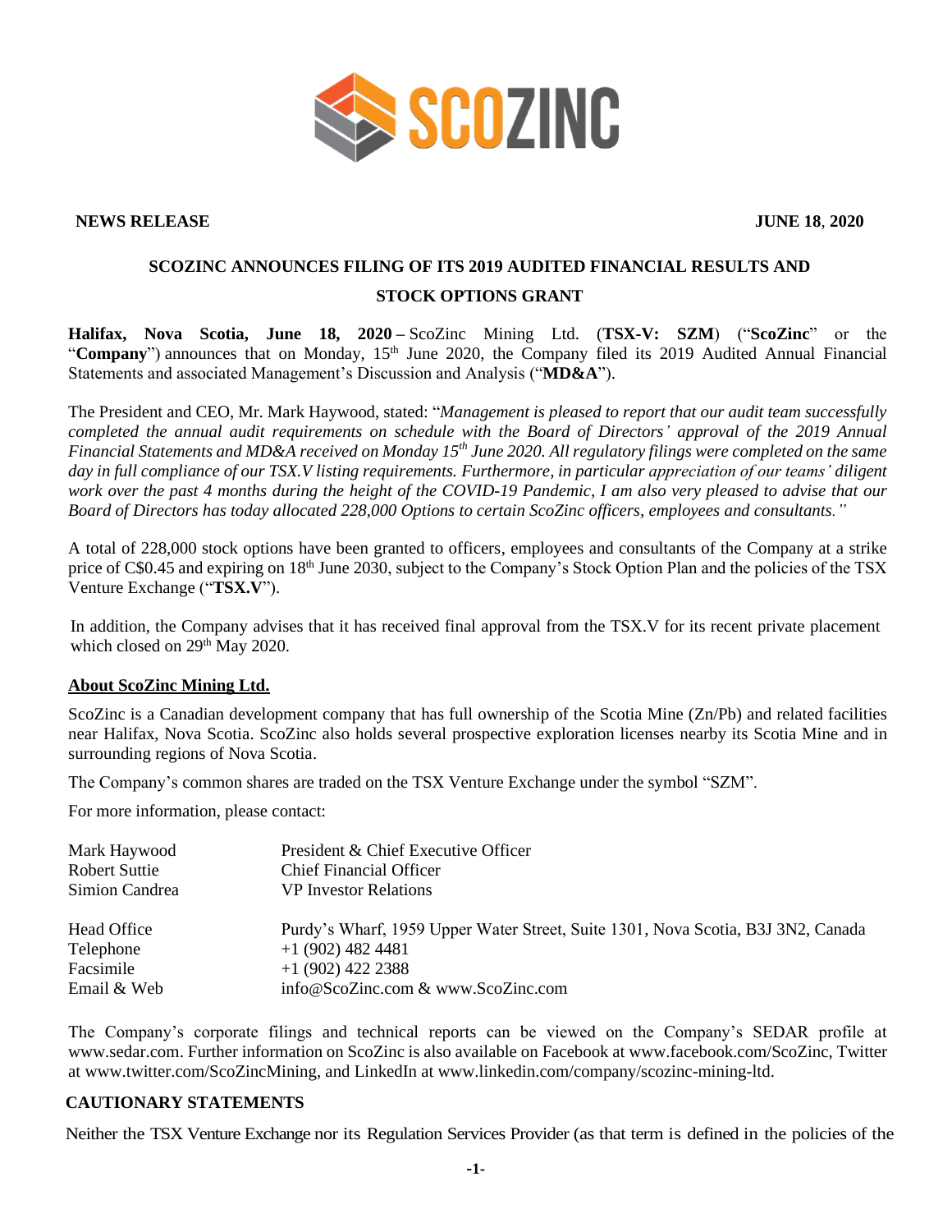**NEWS RELEASE** **JUNE 18, 2020**

# SCOZINC ANNOUNCES FILING OF ITS 2019 AUDITED FINANCIAL RESULTS AND STOCK OPTIONS GRANT

**Halifax, Nova Scotia, June 18, 2020 –** ScoZinc Mining Ltd. (**TSX-V: SZM**) ("**ScoZinc**" or the "**Company**") announces that on Monday, 15th June 2020, the Company filed its 2019 Audited Annual Financial Statements and associated Management's Discussion and Analysis ("**MD&A**").

The President and CEO, Mr. Mark Haywood, stated: "*Management is pleased to report that our audit team successfully completed the annual audit requirements on schedule with the Board of Directors' approval of the 2019 Annual Financial Statements and MD&A received on Monday 15th June 2020. All regulatory filings were completed on the same day in full compliance of our TSX.V listing requirements. Furthermore, in particular appreciation of our teams' diligent work over the past 4 months during the height of the COVID-19 Pandemic, I am also very pleased to advise that our Board of Directors has today allocated 228,000 Options to certain ScoZinc officers, employees and consultants.*"

A total of 228,000 stock options have been granted to officers, employees and consultants of the Company at a strike price of C$0.45 and expiring on 18th June 2030, subject to the Company's Stock Option Plan and the policies of the TSX Venture Exchange ("**TSX.V**").

In addition, the Company advises that it has received final approval from the TSX.V for its recent private placement which closed on 29th May 2020.

## About ScoZinc Mining Ltd.

ScoZinc is a Canadian development company that has full ownership of the Scotia Mine (Zn/Pb) and related facilities near Halifax, Nova Scotia. ScoZinc also holds several prospective exploration licenses nearby its Scotia Mine and in surrounding regions of Nova Scotia.

The Company's common shares are traded on the TSX Venture Exchange under the symbol "SZM".

For more information, please contact:

| | |
|---|---|
| Mark Haywood | President & Chief Executive Officer |
| Robert Suttie | Chief Financial Officer |
| Simion Candrea | VP Investor Relations |
| | |
| Head Office | Purdy's Wharf, 1959 Upper Water Street, Suite 1301, Nova Scotia, B3J 3N2, Canada |
| Telephone | +1 (902) 482 4481 |
| Facsimile | +1 (902) 422 2388 |
| Email & Web | info@ScoZinc.com & www.ScoZinc.com |

The Company's corporate filings and technical reports can be viewed on the Company's SEDAR profile at www.sedar.com. Further information on ScoZinc is also available on Facebook at www.facebook.com/ScoZinc, Twitter at www.twitter.com/ScoZincMining, and LinkedIn at www.linkedin.com/company/scozinc-mining-ltd.

## CAUTIONARY STATEMENTS

Neither the TSX Venture Exchange nor its Regulation Services Provider (as that term is defined in the policies of the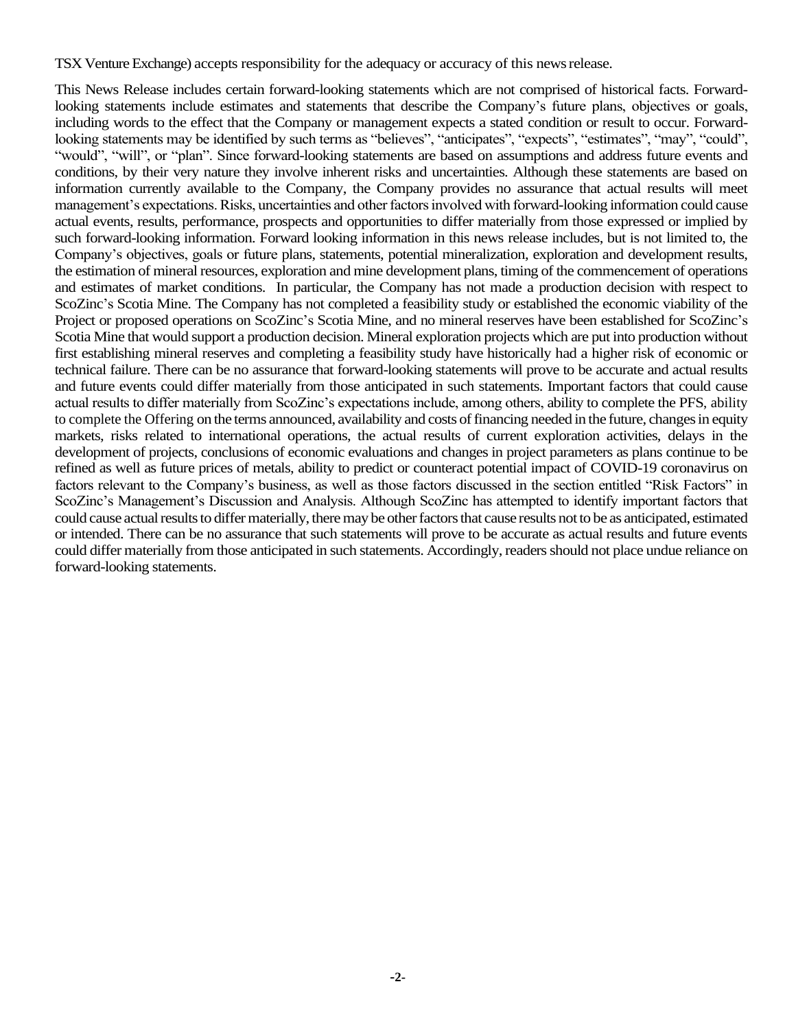TSX Venture Exchange) accepts responsibility for the adequacy or accuracy of this news release.

This News Release includes certain forward-looking statements which are not comprised of historical facts. Forward-looking statements include estimates and statements that describe the Company's future plans, objectives or goals, including words to the effect that the Company or management expects a stated condition or result to occur. Forward-looking statements may be identified by such terms as "believes", "anticipates", "expects", "estimates", "may", "could", "would", "will", or "plan". Since forward-looking statements are based on assumptions and address future events and conditions, by their very nature they involve inherent risks and uncertainties. Although these statements are based on information currently available to the Company, the Company provides no assurance that actual results will meet management's expectations. Risks, uncertainties and other factors involved with forward-looking information could cause actual events, results, performance, prospects and opportunities to differ materially from those expressed or implied by such forward-looking information. Forward looking information in this news release includes, but is not limited to, the Company's objectives, goals or future plans, statements, potential mineralization, exploration and development results, the estimation of mineral resources, exploration and mine development plans, timing of the commencement of operations and estimates of market conditions. In particular, the Company has not made a production decision with respect to ScoZinc's Scotia Mine. The Company has not completed a feasibility study or established the economic viability of the Project or proposed operations on ScoZinc's Scotia Mine, and no mineral reserves have been established for ScoZinc's Scotia Mine that would support a production decision. Mineral exploration projects which are put into production without first establishing mineral reserves and completing a feasibility study have historically had a higher risk of economic or technical failure. There can be no assurance that forward-looking statements will prove to be accurate and actual results and future events could differ materially from those anticipated in such statements. Important factors that could cause actual results to differ materially from ScoZinc's expectations include, among others, ability to complete the PFS, ability to complete the Offering on the terms announced, availability and costs of financing needed in the future, changes in equity markets, risks related to international operations, the actual results of current exploration activities, delays in the development of projects, conclusions of economic evaluations and changes in project parameters as plans continue to be refined as well as future prices of metals, ability to predict or counteract potential impact of COVID-19 coronavirus on factors relevant to the Company's business, as well as those factors discussed in the section entitled "Risk Factors" in ScoZinc's Management's Discussion and Analysis. Although ScoZinc has attempted to identify important factors that could cause actual results to differ materially, there may be other factors that cause results not to be as anticipated, estimated or intended. There can be no assurance that such statements will prove to be accurate as actual results and future events could differ materially from those anticipated in such statements. Accordingly, readers should not place undue reliance on forward-looking statements.